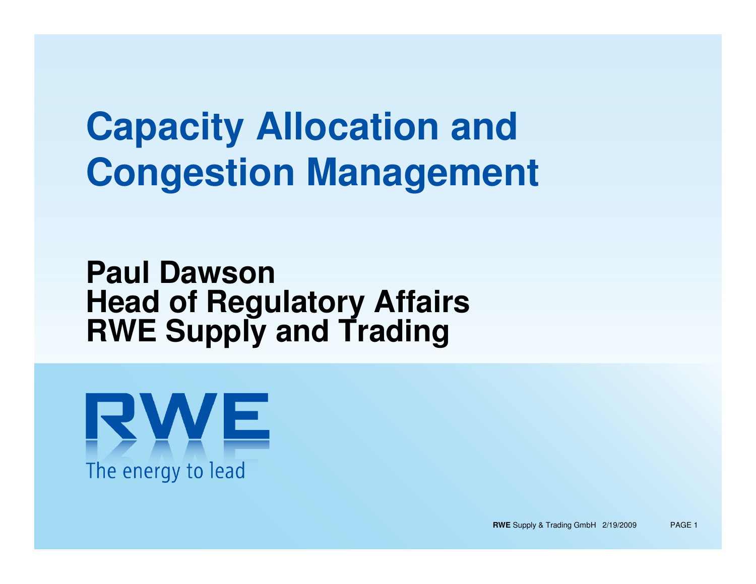# Capacity Allocation and Congestion Management

**Paul Dawson**
**Head of Regulatory Affairs**
**RWE Supply and Trading**

RWE

The energy to lead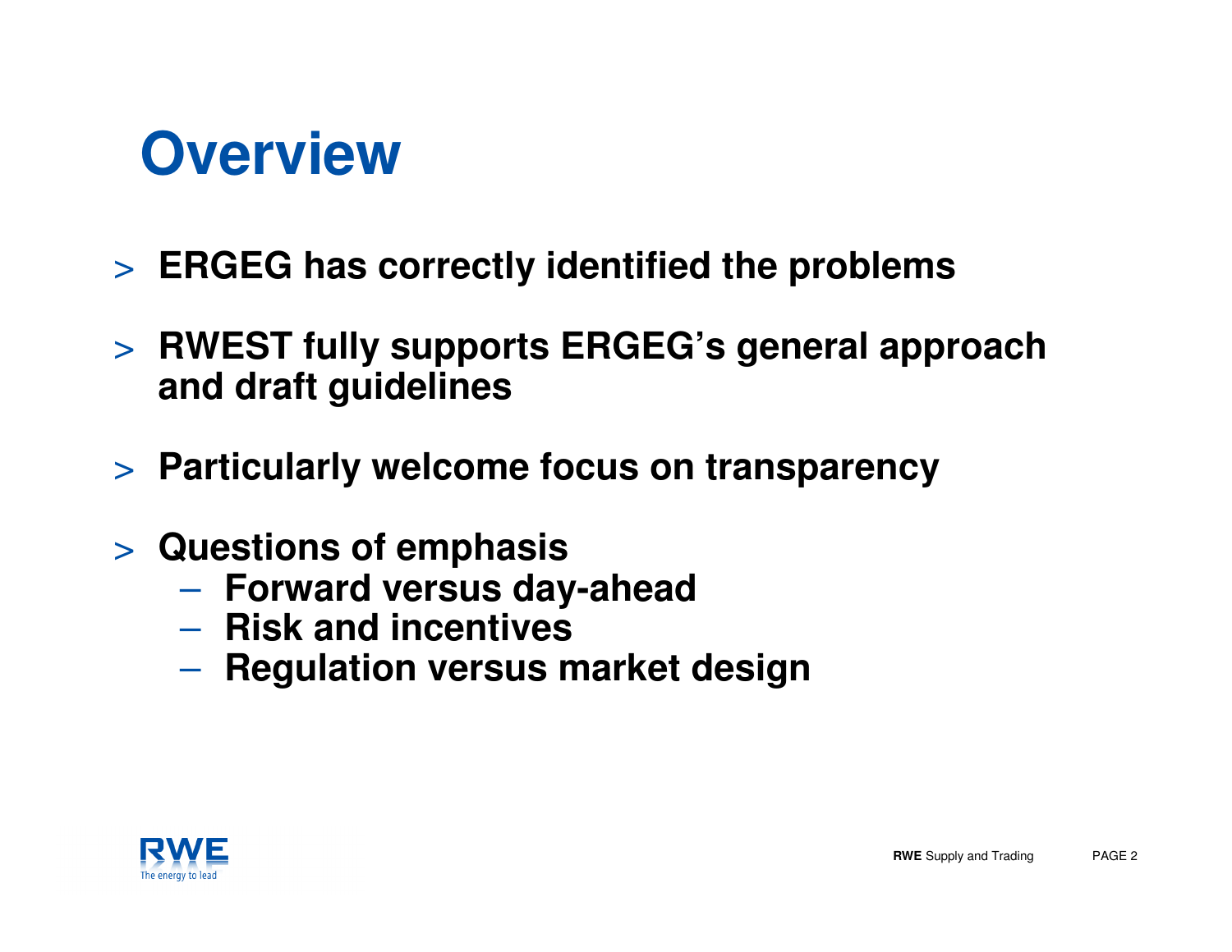# Overview

- **ERGEG has correctly identified the problems**
- **RWEST fully supports ERGEG's general approach and draft guidelines**
- **Particularly welcome focus on transparency**
- **Questions of emphasis**
  - **Forward versus day-ahead**
  - **Risk and incentives**
  - **Regulation versus market design**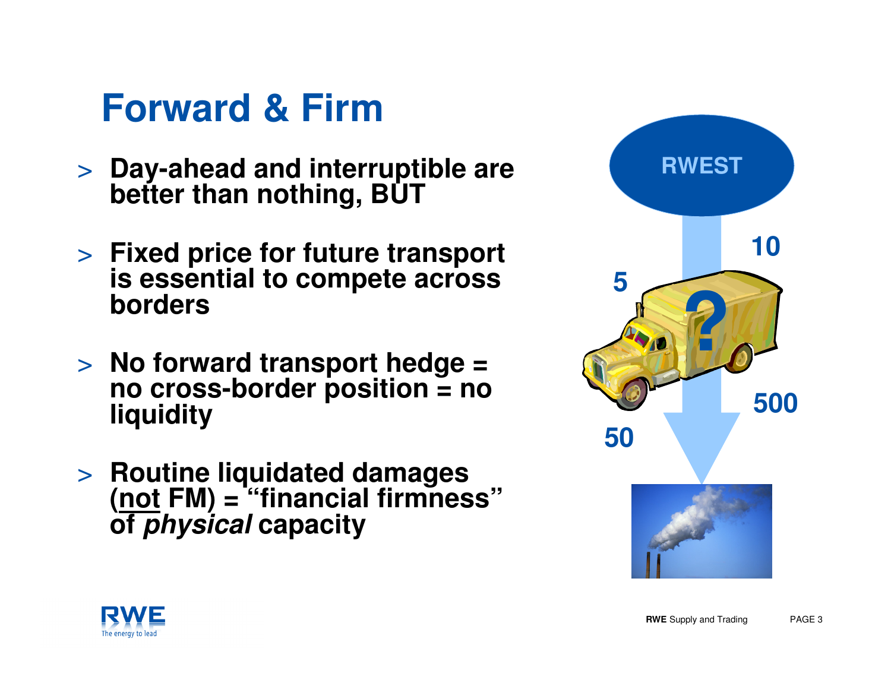# Forward & Firm

> **Day-ahead and interruptible are better than nothing, BUT**

> **Fixed price for future transport is essential to compete across borders**

> **No forward transport hedge = no cross-border position = no liquidity**

> **Routine liquidated damages (<u>not</u> FM) = "financial firmness" of *physical* capacity**

RWEST

10

5

500

50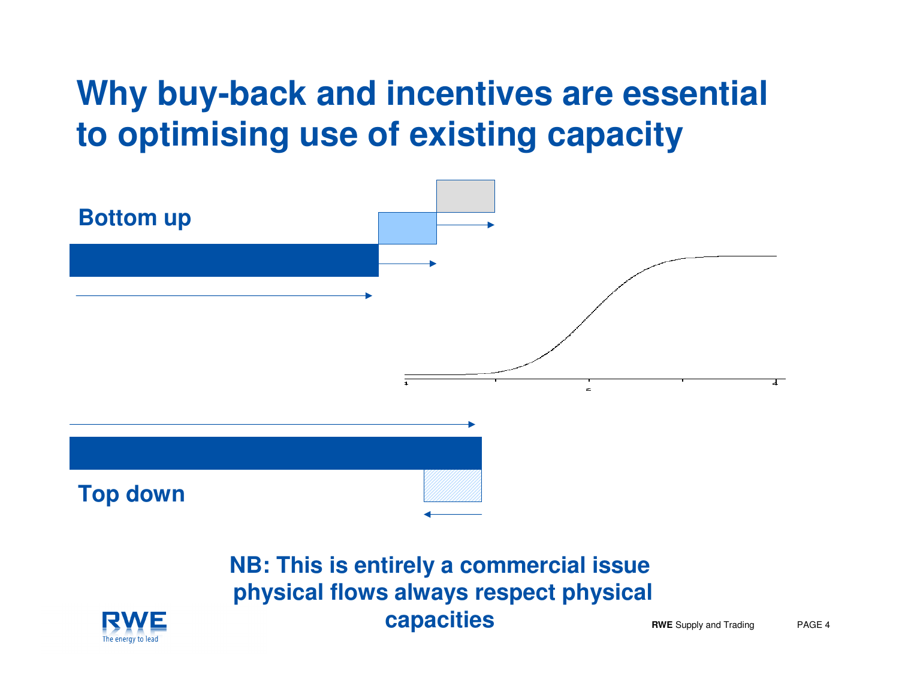# Why buy-back and incentives are essential to optimising use of existing capacity

**Bottom up**

**Top down**

**NB: This is entirely a commercial issue physical flows always respect physical capacities**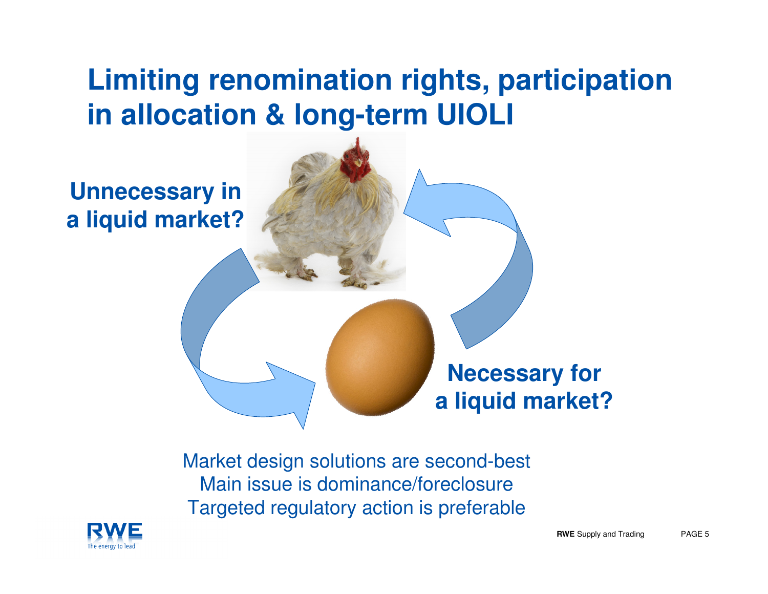# Limiting renomination rights, participation in allocation & long-term UIOLI

Unnecessary in a liquid market?

Necessary for a liquid market?

Market design solutions are second-best
Main issue is dominance/foreclosure
Targeted regulatory action is preferable